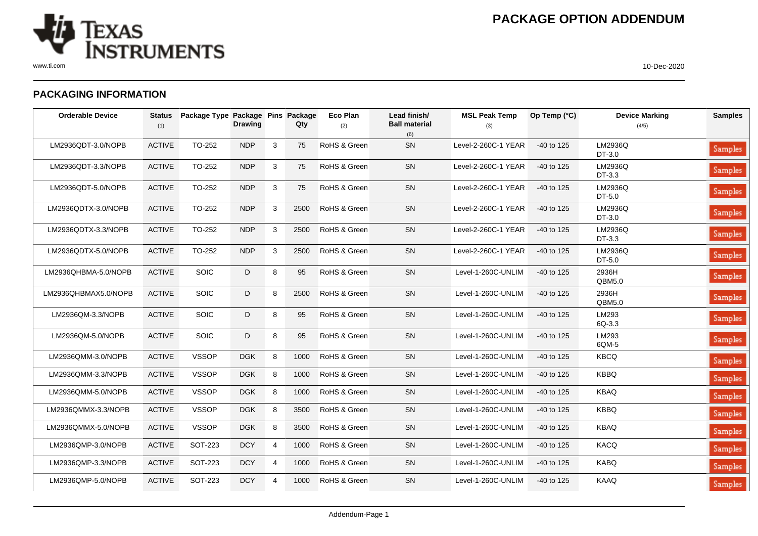## PACKAGING INFORMATION

| Orderable Device | Status (1) | Package Type | Package Drawing | Pins | Package Qty | Eco Plan (2) | Lead finish/ Ball material (6) | MSL Peak Temp (3) | Op Temp (°C) | Device Marking (4/5) | Samples |
|---|---|---|---|---|---|---|---|---|---|---|---|
| LM2936QDT-3.0/NOPB | ACTIVE | TO-252 | NDP | 3 | 75 | RoHS & Green | SN | Level-2-260C-1 YEAR | -40 to 125 | LM2936Q DT-3.0 | Samples |
| LM2936QDT-3.3/NOPB | ACTIVE | TO-252 | NDP | 3 | 75 | RoHS & Green | SN | Level-2-260C-1 YEAR | -40 to 125 | LM2936Q DT-3.3 | Samples |
| LM2936QDT-5.0/NOPB | ACTIVE | TO-252 | NDP | 3 | 75 | RoHS & Green | SN | Level-2-260C-1 YEAR | -40 to 125 | LM2936Q DT-5.0 | Samples |
| LM2936QDTX-3.0/NOPB | ACTIVE | TO-252 | NDP | 3 | 2500 | RoHS & Green | SN | Level-2-260C-1 YEAR | -40 to 125 | LM2936Q DT-3.0 | Samples |
| LM2936QDTX-3.3/NOPB | ACTIVE | TO-252 | NDP | 3 | 2500 | RoHS & Green | SN | Level-2-260C-1 YEAR | -40 to 125 | LM2936Q DT-3.3 | Samples |
| LM2936QDTX-5.0/NOPB | ACTIVE | TO-252 | NDP | 3 | 2500 | RoHS & Green | SN | Level-2-260C-1 YEAR | -40 to 125 | LM2936Q DT-5.0 | Samples |
| LM2936QHBMA-5.0/NOPB | ACTIVE | SOIC | D | 8 | 95 | RoHS & Green | SN | Level-1-260C-UNLIM | -40 to 125 | 2936H QBM5.0 | Samples |
| LM2936QHBMAX5.0/NOPB | ACTIVE | SOIC | D | 8 | 2500 | RoHS & Green | SN | Level-1-260C-UNLIM | -40 to 125 | 2936H QBM5.0 | Samples |
| LM2936QM-3.3/NOPB | ACTIVE | SOIC | D | 8 | 95 | RoHS & Green | SN | Level-1-260C-UNLIM | -40 to 125 | LM293 6Q-3.3 | Samples |
| LM2936QM-5.0/NOPB | ACTIVE | SOIC | D | 8 | 95 | RoHS & Green | SN | Level-1-260C-UNLIM | -40 to 125 | LM293 6QM-5 | Samples |
| LM2936QMM-3.0/NOPB | ACTIVE | VSSOP | DGK | 8 | 1000 | RoHS & Green | SN | Level-1-260C-UNLIM | -40 to 125 | KBCQ | Samples |
| LM2936QMM-3.3/NOPB | ACTIVE | VSSOP | DGK | 8 | 1000 | RoHS & Green | SN | Level-1-260C-UNLIM | -40 to 125 | KBBQ | Samples |
| LM2936QMM-5.0/NOPB | ACTIVE | VSSOP | DGK | 8 | 1000 | RoHS & Green | SN | Level-1-260C-UNLIM | -40 to 125 | KBAQ | Samples |
| LM2936QMMX-3.3/NOPB | ACTIVE | VSSOP | DGK | 8 | 3500 | RoHS & Green | SN | Level-1-260C-UNLIM | -40 to 125 | KBBQ | Samples |
| LM2936QMMX-5.0/NOPB | ACTIVE | VSSOP | DGK | 8 | 3500 | RoHS & Green | SN | Level-1-260C-UNLIM | -40 to 125 | KBAQ | Samples |
| LM2936QMP-3.0/NOPB | ACTIVE | SOT-223 | DCY | 4 | 1000 | RoHS & Green | SN | Level-1-260C-UNLIM | -40 to 125 | KACQ | Samples |
| LM2936QMP-3.3/NOPB | ACTIVE | SOT-223 | DCY | 4 | 1000 | RoHS & Green | SN | Level-1-260C-UNLIM | -40 to 125 | KABQ | Samples |
| LM2936QMP-5.0/NOPB | ACTIVE | SOT-223 | DCY | 4 | 1000 | RoHS & Green | SN | Level-1-260C-UNLIM | -40 to 125 | KAAQ | Samples |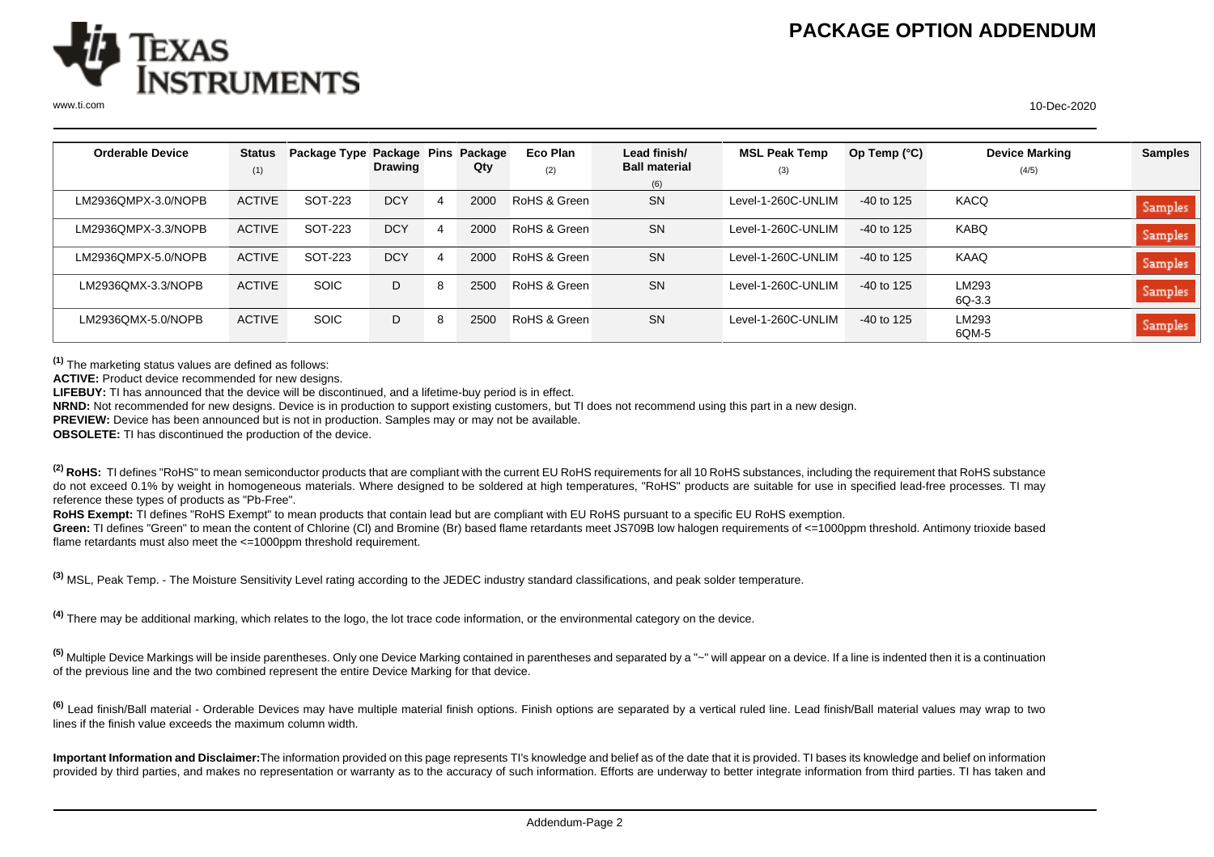# PACKAGE OPTION ADDENDUM

| Orderable Device | Status (1) | Package Type | Package Drawing | Pins | Package Qty | Eco Plan (2) | Lead finish/ Ball material (6) | MSL Peak Temp (3) | Op Temp (°C) | Device Marking (4/5) | Samples |
|---|---|---|---|---|---|---|---|---|---|---|---|
| LM2936QMPX-3.0/NOPB | ACTIVE | SOT-223 | DCY | 4 | 2000 | RoHS & Green | SN | Level-1-260C-UNLIM | -40 to 125 | KACQ | Samples |
| LM2936QMPX-3.3/NOPB | ACTIVE | SOT-223 | DCY | 4 | 2000 | RoHS & Green | SN | Level-1-260C-UNLIM | -40 to 125 | KABQ | Samples |
| LM2936QMPX-5.0/NOPB | ACTIVE | SOT-223 | DCY | 4 | 2000 | RoHS & Green | SN | Level-1-260C-UNLIM | -40 to 125 | KAAQ | Samples |
| LM2936QMX-3.3/NOPB | ACTIVE | SOIC | D | 8 | 2500 | RoHS & Green | SN | Level-1-260C-UNLIM | -40 to 125 | LM293 6Q-3.3 | Samples |
| LM2936QMX-5.0/NOPB | ACTIVE | SOIC | D | 8 | 2500 | RoHS & Green | SN | Level-1-260C-UNLIM | -40 to 125 | LM293 6QM-5 | Samples |

[1] The marketing status values are defined as follows:
**ACTIVE:** Product device recommended for new designs.
**LIFEBUY:** TI has announced that the device will be discontinued, and a lifetime-buy period is in effect.
**NRND:** Not recommended for new designs. Device is in production to support existing customers, but TI does not recommend using this part in a new design.
**PREVIEW:** Device has been announced but is not in production. Samples may or may not be available.
**OBSOLETE:** TI has discontinued the production of the device.

[2] **RoHS:** TI defines "RoHS" to mean semiconductor products that are compliant with the current EU RoHS requirements for all 10 RoHS substances, including the requirement that RoHS substance do not exceed 0.1% by weight in homogeneous materials. Where designed to be soldered at high temperatures, "RoHS" products are suitable for use in specified lead-free processes. TI may reference these types of products as "Pb-Free".
**RoHS Exempt:** TI defines "RoHS Exempt" to mean products that contain lead but are compliant with EU RoHS pursuant to a specific EU RoHS exemption.
**Green:** TI defines "Green" to mean the content of Chlorine (Cl) and Bromine (Br) based flame retardants meet JS709B low halogen requirements of <=1000ppm threshold. Antimony trioxide based flame retardants must also meet the <=1000ppm threshold requirement.

[3] MSL, Peak Temp. - The Moisture Sensitivity Level rating according to the JEDEC industry standard classifications, and peak solder temperature.

[4] There may be additional marking, which relates to the logo, the lot trace code information, or the environmental category on the device.

[5] Multiple Device Markings will be inside parentheses. Only one Device Marking contained in parentheses and separated by a "~" will appear on a device. If a line is indented then it is a continuation of the previous line and the two combined represent the entire Device Marking for that device.

[6] Lead finish/Ball material - Orderable Devices may have multiple material finish options. Finish options are separated by a vertical ruled line. Lead finish/Ball material values may wrap to two lines if the finish value exceeds the maximum column width.

**Important Information and Disclaimer:**The information provided on this page represents TI's knowledge and belief as of the date that it is provided. TI bases its knowledge and belief on information provided by third parties, and makes no representation or warranty as to the accuracy of such information. Efforts are underway to better integrate information from third parties. TI has taken and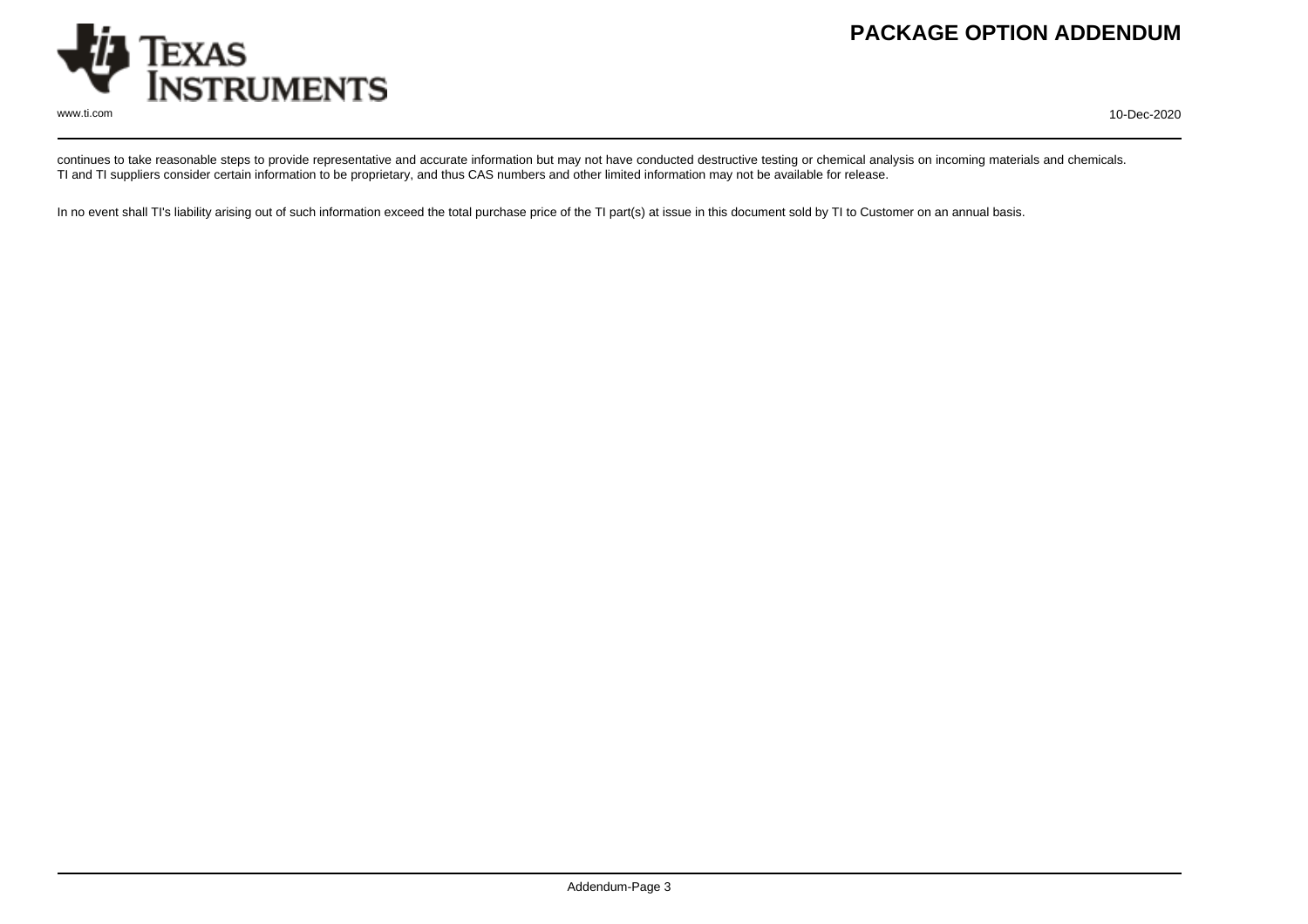continues to take reasonable steps to provide representative and accurate information but may not have conducted destructive testing or chemical analysis on incoming materials and chemicals. TI and TI suppliers consider certain information to be proprietary, and thus CAS numbers and other limited information may not be available for release.

In no event shall TI's liability arising out of such information exceed the total purchase price of the TI part(s) at issue in this document sold by TI to Customer on an annual basis.